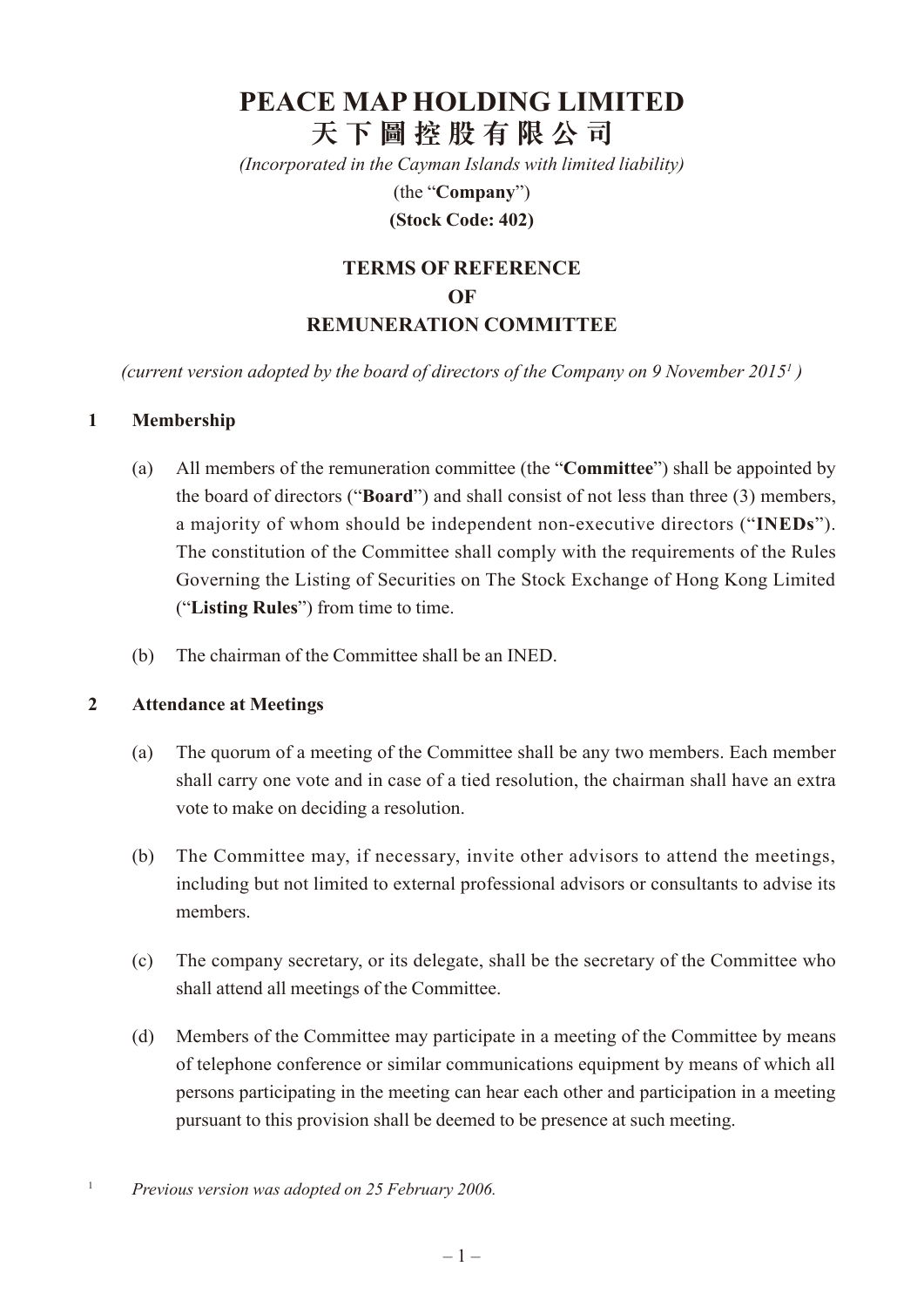# PEACE MAP HOLDING LIMITED

# 天下圖控股有限公司

*(Incorporated in the Cayman Islands with limited liability)*

(the "**Company**")

**(Stock Code: 402)**

## TERMS OF REFERENCE OF REMUNERATION COMMITTEE

*(current version adopted by the board of directors of the Company on 9 November 2015[1])*

### 1 Membership

(a) All members of the remuneration committee (the "**Committee**") shall be appointed by the board of directors ("**Board**") and shall consist of not less than three (3) members, a majority of whom should be independent non-executive directors ("**INEDs**"). The constitution of the Committee shall comply with the requirements of the Rules Governing the Listing of Securities on The Stock Exchange of Hong Kong Limited ("**Listing Rules**") from time to time.

(b) The chairman of the Committee shall be an INED.

### 2 Attendance at Meetings

(a) The quorum of a meeting of the Committee shall be any two members. Each member shall carry one vote and in case of a tied resolution, the chairman shall have an extra vote to make on deciding a resolution.

(b) The Committee may, if necessary, invite other advisors to attend the meetings, including but not limited to external professional advisors or consultants to advise its members.

(c) The company secretary, or its delegate, shall be the secretary of the Committee who shall attend all meetings of the Committee.

(d) Members of the Committee may participate in a meeting of the Committee by means of telephone conference or similar communications equipment by means of which all persons participating in the meeting can hear each other and participation in a meeting pursuant to this provision shall be deemed to be presence at such meeting.

[1] *Previous version was adopted on 25 February 2006.*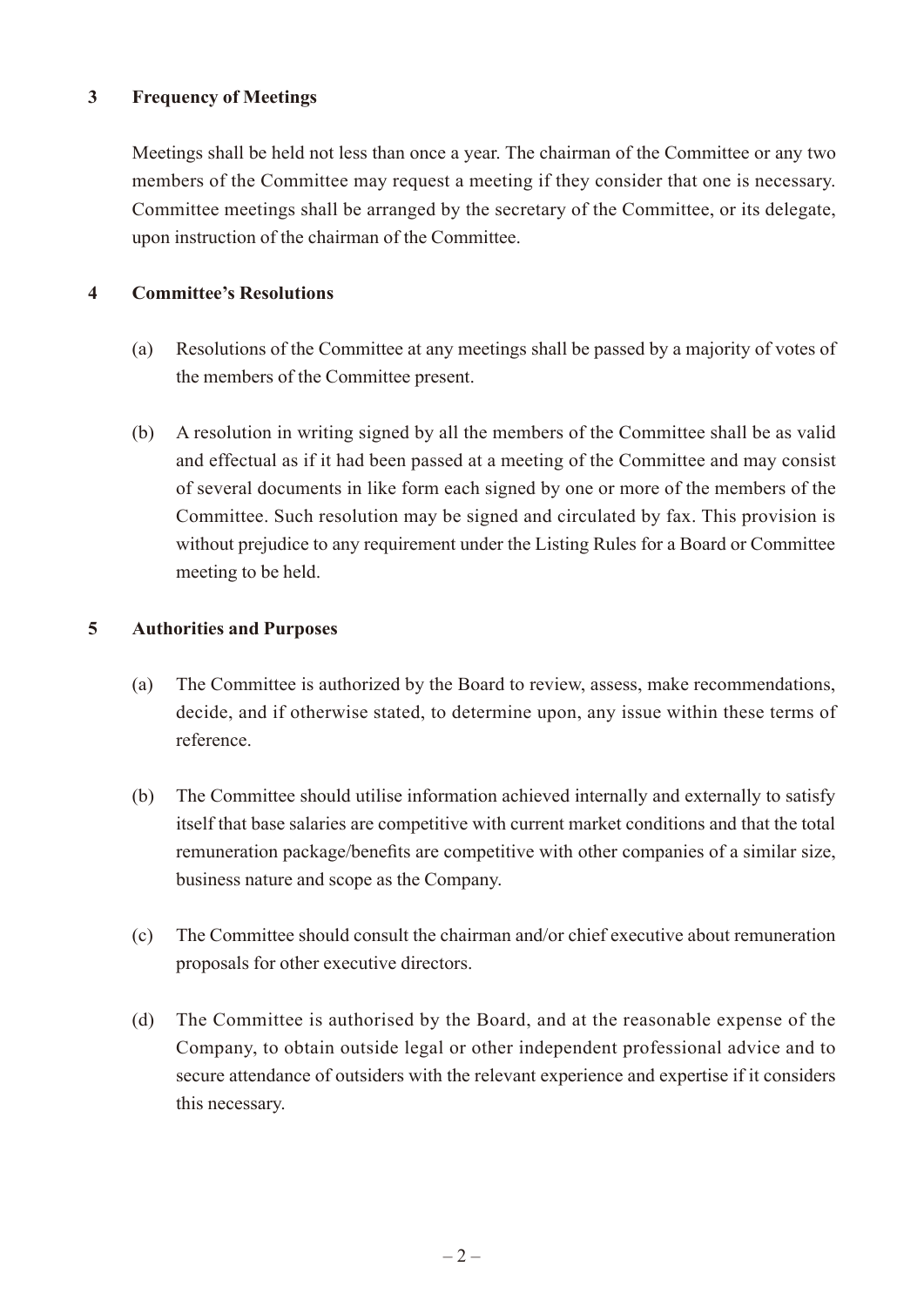## 3 Frequency of Meetings

Meetings shall be held not less than once a year. The chairman of the Committee or any two members of the Committee may request a meeting if they consider that one is necessary. Committee meetings shall be arranged by the secretary of the Committee, or its delegate, upon instruction of the chairman of the Committee.

## 4 Committee's Resolutions

(a) Resolutions of the Committee at any meetings shall be passed by a majority of votes of the members of the Committee present.

(b) A resolution in writing signed by all the members of the Committee shall be as valid and effectual as if it had been passed at a meeting of the Committee and may consist of several documents in like form each signed by one or more of the members of the Committee. Such resolution may be signed and circulated by fax. This provision is without prejudice to any requirement under the Listing Rules for a Board or Committee meeting to be held.

## 5 Authorities and Purposes

(a) The Committee is authorized by the Board to review, assess, make recommendations, decide, and if otherwise stated, to determine upon, any issue within these terms of reference.

(b) The Committee should utilise information achieved internally and externally to satisfy itself that base salaries are competitive with current market conditions and that the total remuneration package/benefits are competitive with other companies of a similar size, business nature and scope as the Company.

(c) The Committee should consult the chairman and/or chief executive about remuneration proposals for other executive directors.

(d) The Committee is authorised by the Board, and at the reasonable expense of the Company, to obtain outside legal or other independent professional advice and to secure attendance of outsiders with the relevant experience and expertise if it considers this necessary.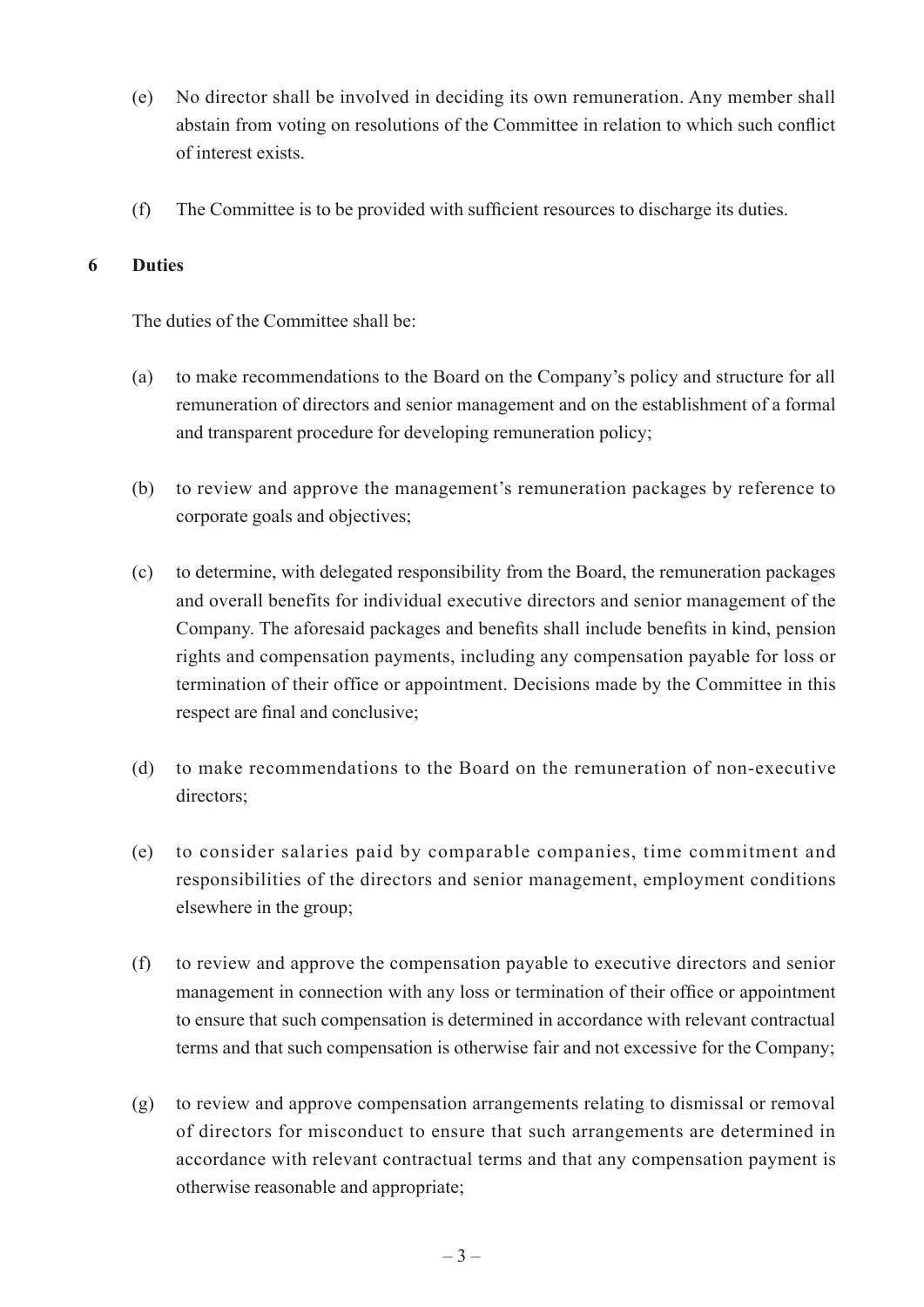(e) No director shall be involved in deciding its own remuneration. Any member shall abstain from voting on resolutions of the Committee in relation to which such conflict of interest exists.

(f) The Committee is to be provided with sufficient resources to discharge its duties.

## 6 Duties

The duties of the Committee shall be:

(a) to make recommendations to the Board on the Company's policy and structure for all remuneration of directors and senior management and on the establishment of a formal and transparent procedure for developing remuneration policy;

(b) to review and approve the management's remuneration packages by reference to corporate goals and objectives;

(c) to determine, with delegated responsibility from the Board, the remuneration packages and overall benefits for individual executive directors and senior management of the Company. The aforesaid packages and benefits shall include benefits in kind, pension rights and compensation payments, including any compensation payable for loss or termination of their office or appointment. Decisions made by the Committee in this respect are final and conclusive;

(d) to make recommendations to the Board on the remuneration of non-executive directors;

(e) to consider salaries paid by comparable companies, time commitment and responsibilities of the directors and senior management, employment conditions elsewhere in the group;

(f) to review and approve the compensation payable to executive directors and senior management in connection with any loss or termination of their office or appointment to ensure that such compensation is determined in accordance with relevant contractual terms and that such compensation is otherwise fair and not excessive for the Company;

(g) to review and approve compensation arrangements relating to dismissal or removal of directors for misconduct to ensure that such arrangements are determined in accordance with relevant contractual terms and that any compensation payment is otherwise reasonable and appropriate;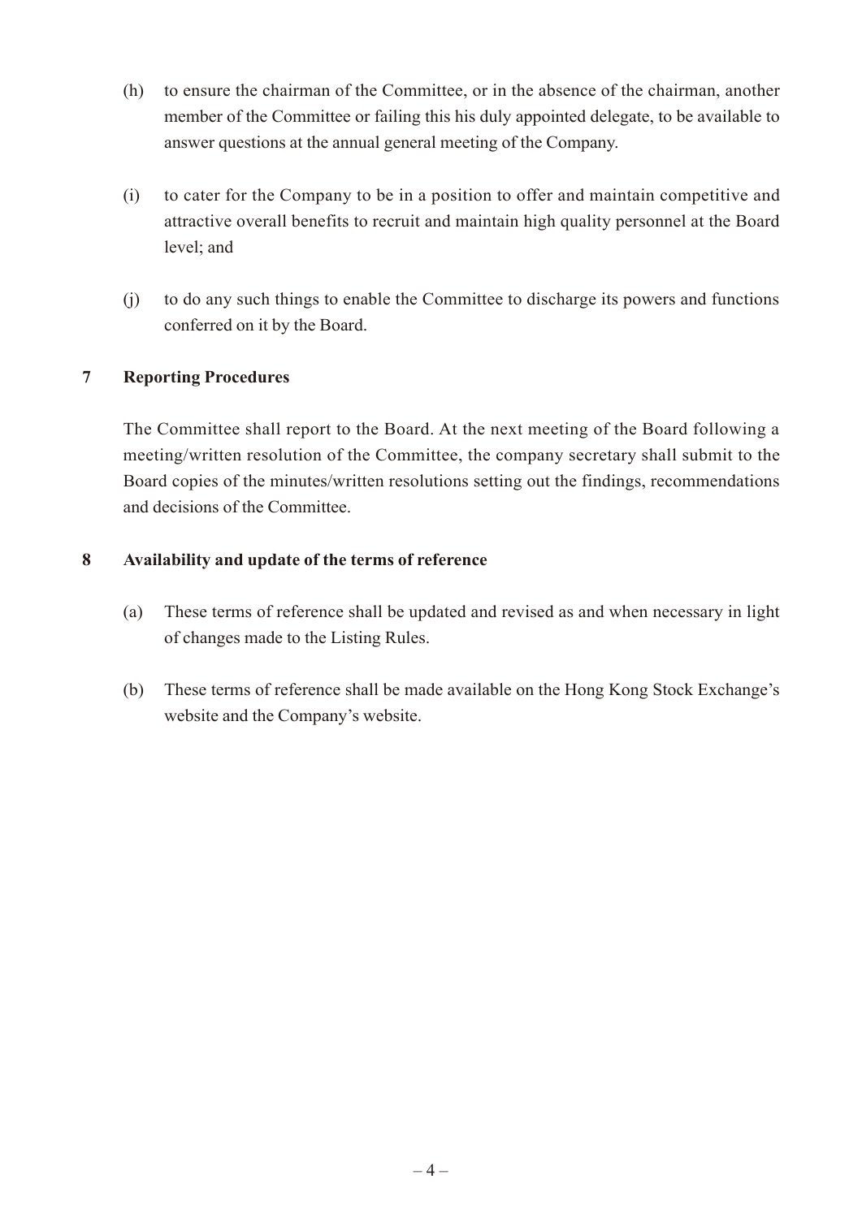(h) to ensure the chairman of the Committee, or in the absence of the chairman, another member of the Committee or failing this his duly appointed delegate, to be available to answer questions at the annual general meeting of the Company.

(i) to cater for the Company to be in a position to offer and maintain competitive and attractive overall benefits to recruit and maintain high quality personnel at the Board level; and

(j) to do any such things to enable the Committee to discharge its powers and functions conferred on it by the Board.

**7 Reporting Procedures**

The Committee shall report to the Board. At the next meeting of the Board following a meeting/written resolution of the Committee, the company secretary shall submit to the Board copies of the minutes/written resolutions setting out the findings, recommendations and decisions of the Committee.

**8 Availability and update of the terms of reference**

(a) These terms of reference shall be updated and revised as and when necessary in light of changes made to the Listing Rules.

(b) These terms of reference shall be made available on the Hong Kong Stock Exchange's website and the Company's website.